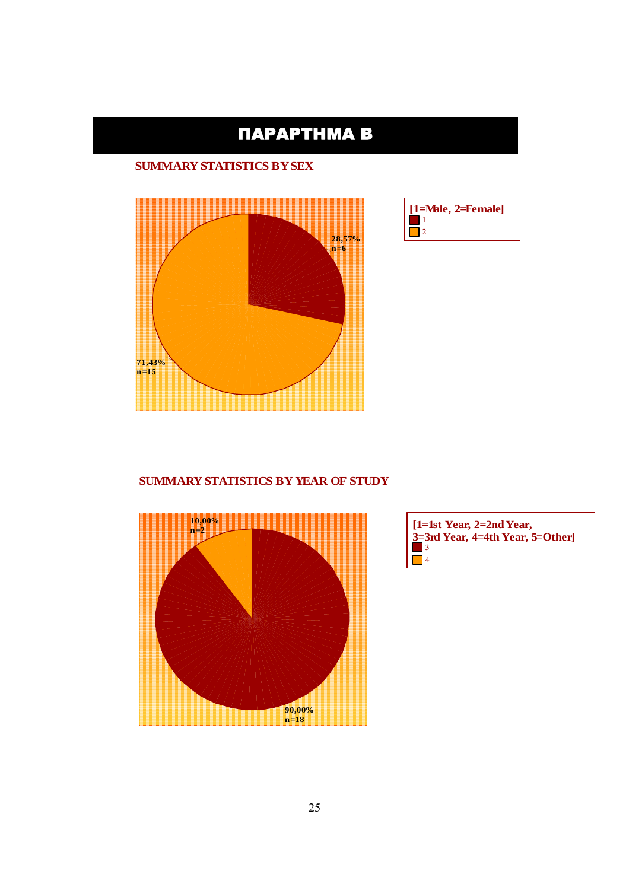# ΠΑΡΑΡΤΗΜΑ Β

## SUMMARY STATISTICS BY SEX

28,57%
n=6

71,43%
n=15

[1=Male, 2=Female]
1
2

## SUMMARY STATISTICS BY YEAR OF STUDY

10,00%
n=2

90,00%
n=18

[1=1st Year, 2=2nd Year, 3=3rd Year, 4=4th Year, 5=Other]
3
4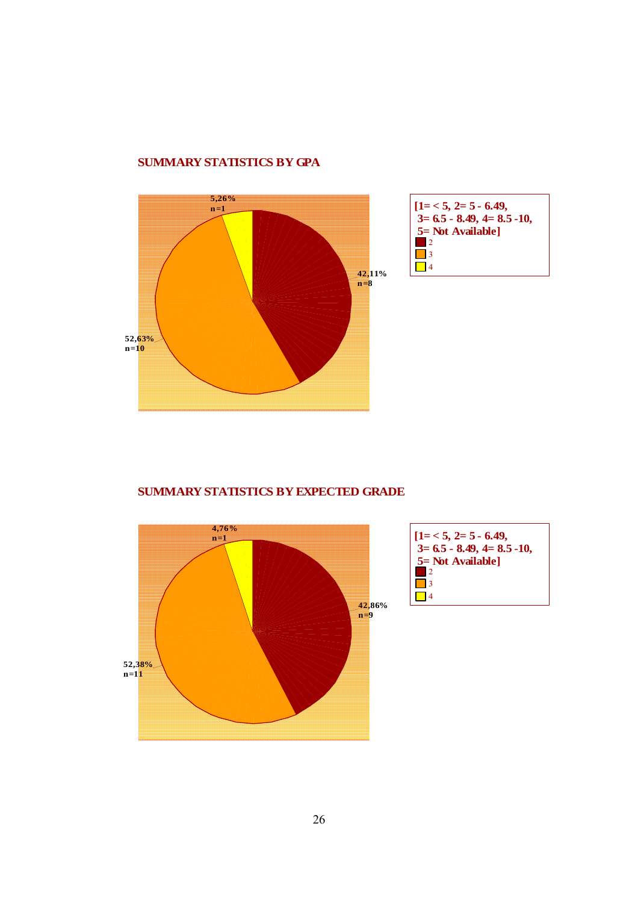## SUMMARY STATISTICS BY GPA

5,26%
n=1

42,11%
n=8

52,63%
n=10

[1= < 5, 2= 5 - 6.49,
3= 6.5 - 8.49, 4= 8.5 -10,
5= Not Available]

- 2
- 3
- 4

## SUMMARY STATISTICS BY EXPECTED GRADE

4,76%
n=1

42,86%
n=9

52,38%
n=11

[1= < 5, 2= 5 - 6.49,
3= 6.5 - 8.49, 4= 8.5 -10,
5= Not Available]

- 2
- 3
- 4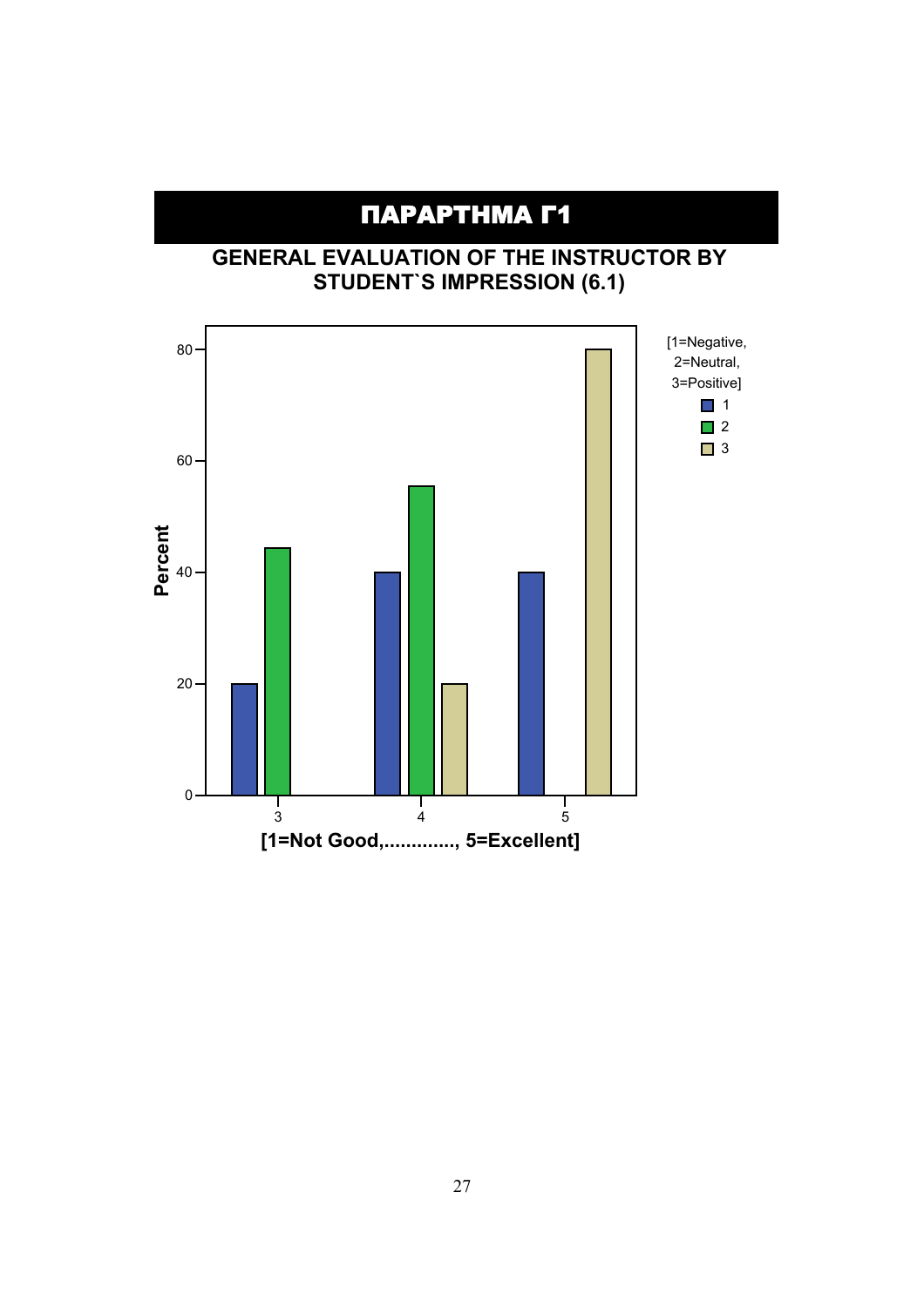# ΠΑΡΑΡΤΗΜΑ Γ1

## GENERAL EVALUATION OF THE INSTRUCTOR BY STUDENT`S IMPRESSION (6.1)

Percent

[1=Negative, 2=Neutral, 3=Positive]

- 1
- 2
- 3

[1=Not Good,............, 5=Excellent]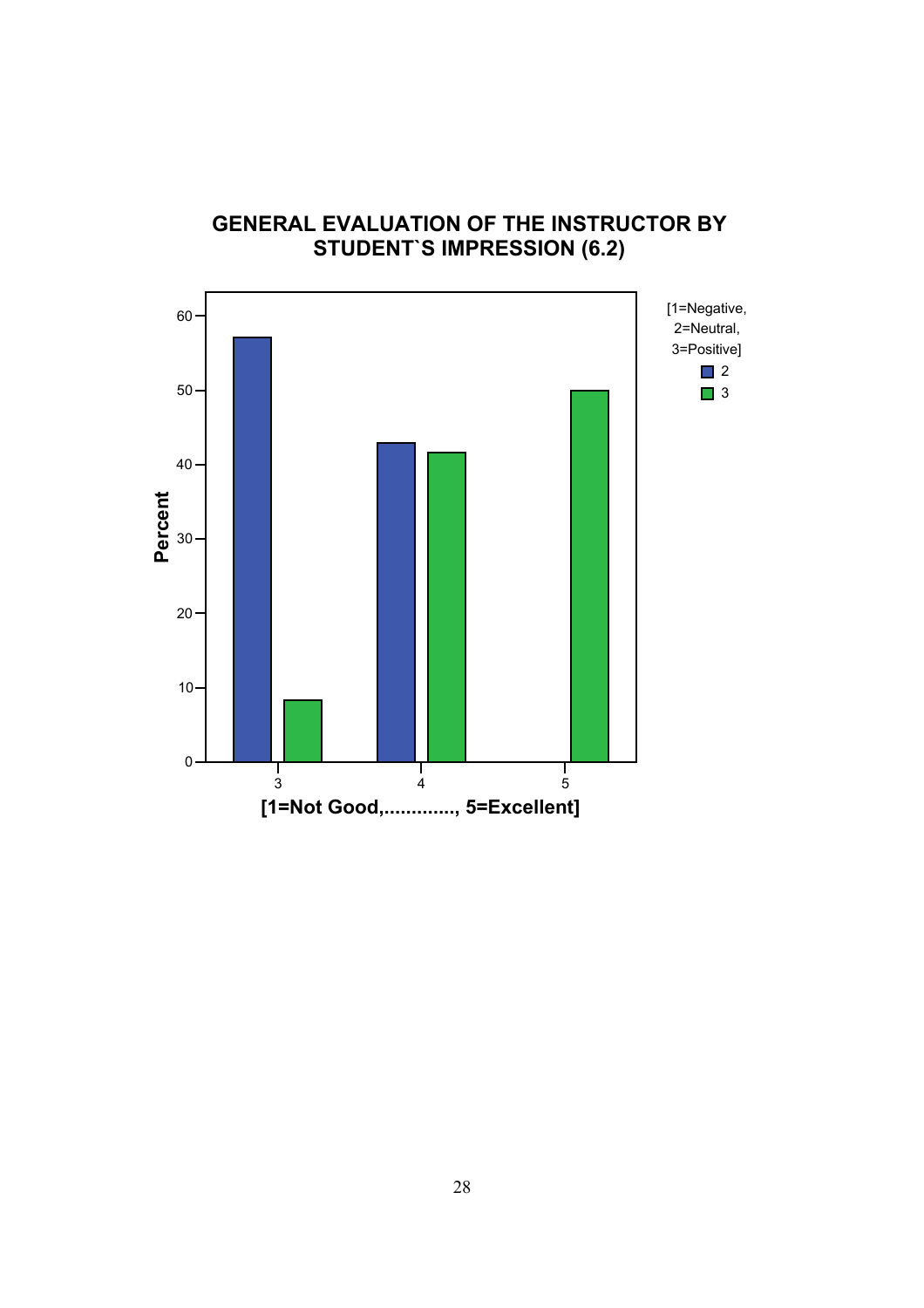## GENERAL EVALUATION OF THE INSTRUCTOR BY STUDENT`S IMPRESSION (6.2)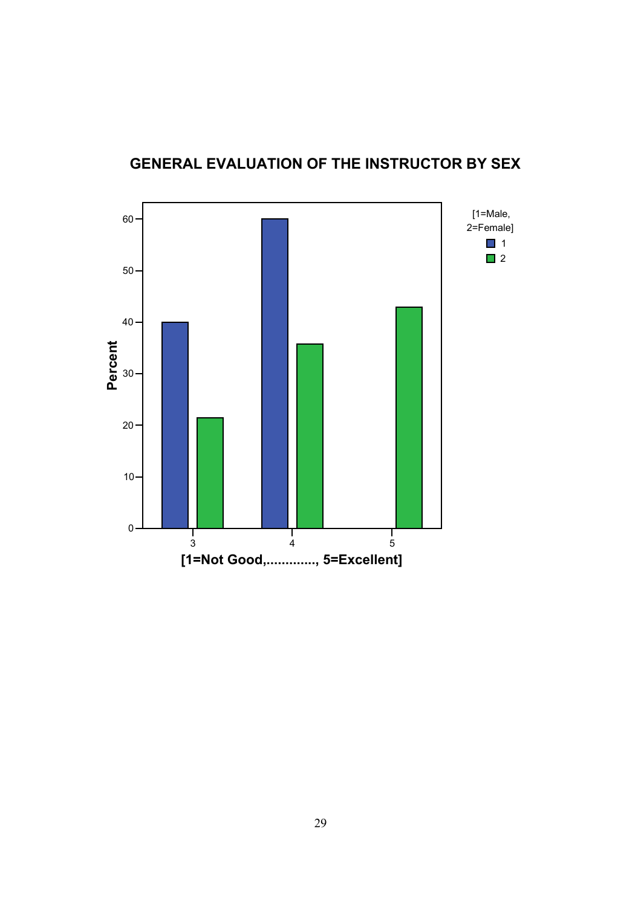## GENERAL EVALUATION OF THE INSTRUCTOR BY SEX

Percent

[1=Male, 2=Female]

1

2

[1=Not Good,............., 5=Excellent]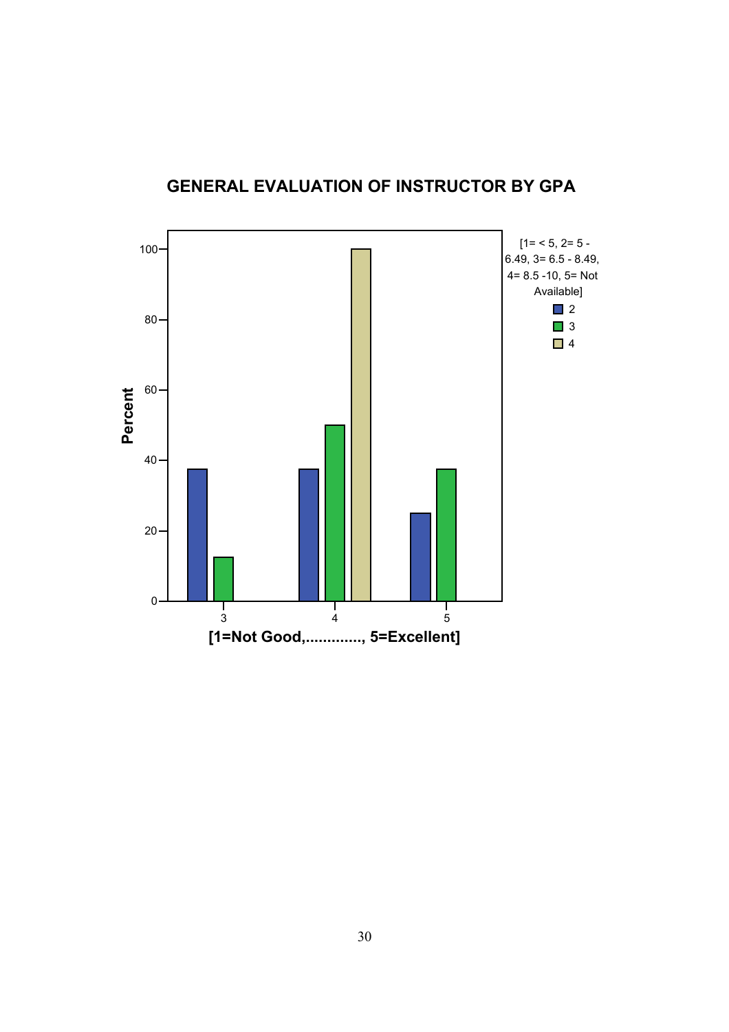## GENERAL EVALUATION OF INSTRUCTOR BY GPA

Percent

[1= < 5, 2= 5 - 6.49, 3= 6.5 - 8.49, 4= 8.5 -10, 5= Not Available]

- 2
- 3
- 4

[1=Not Good,............., 5=Excellent]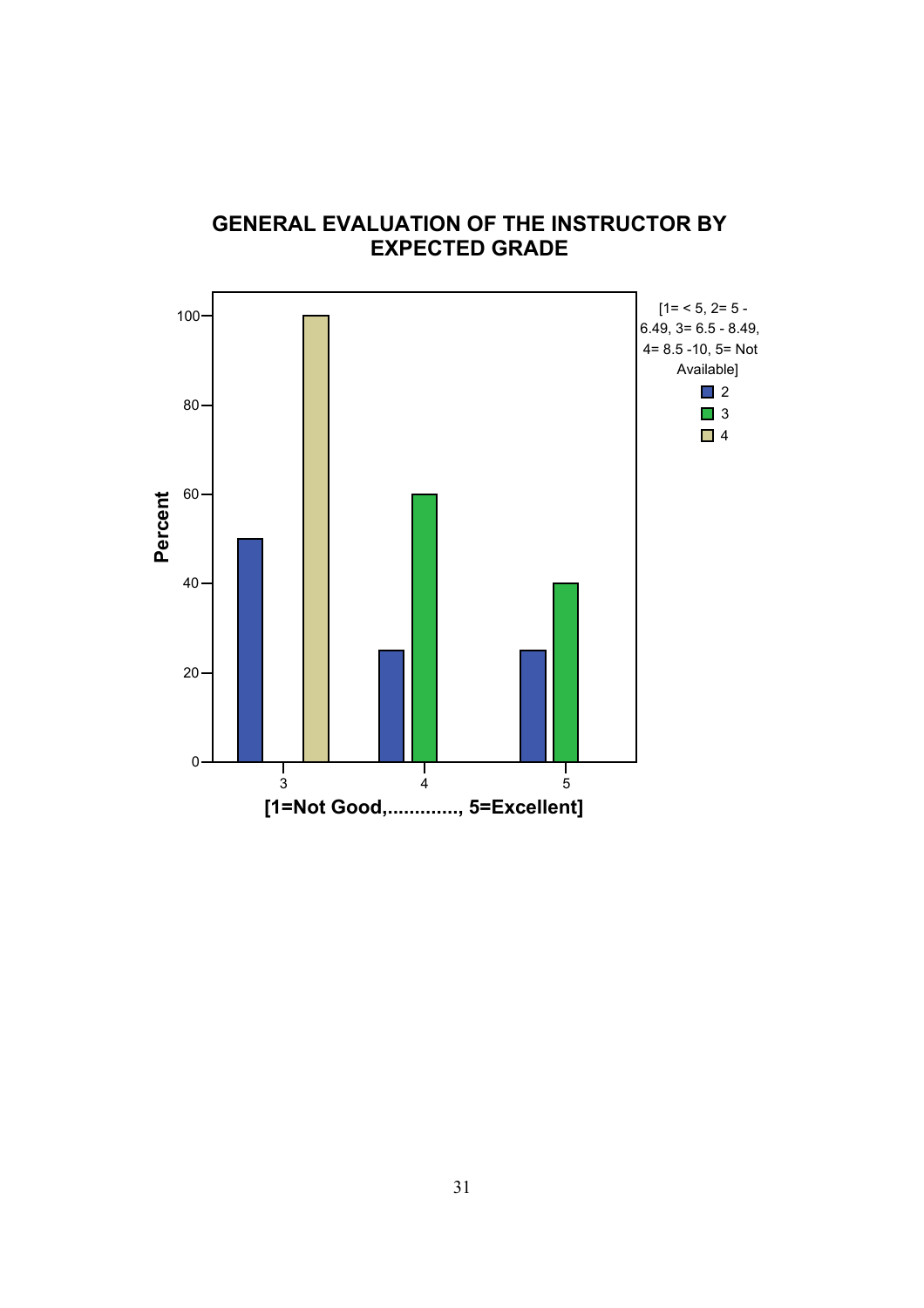## GENERAL EVALUATION OF THE INSTRUCTOR BY EXPECTED GRADE

Percent

[1=Not Good,............., 5=Excellent]

[1= < 5, 2= 5 - 6.49, 3= 6.5 - 8.49, 4= 8.5 -10, 5= Not Available]

- 2
- 3
- 4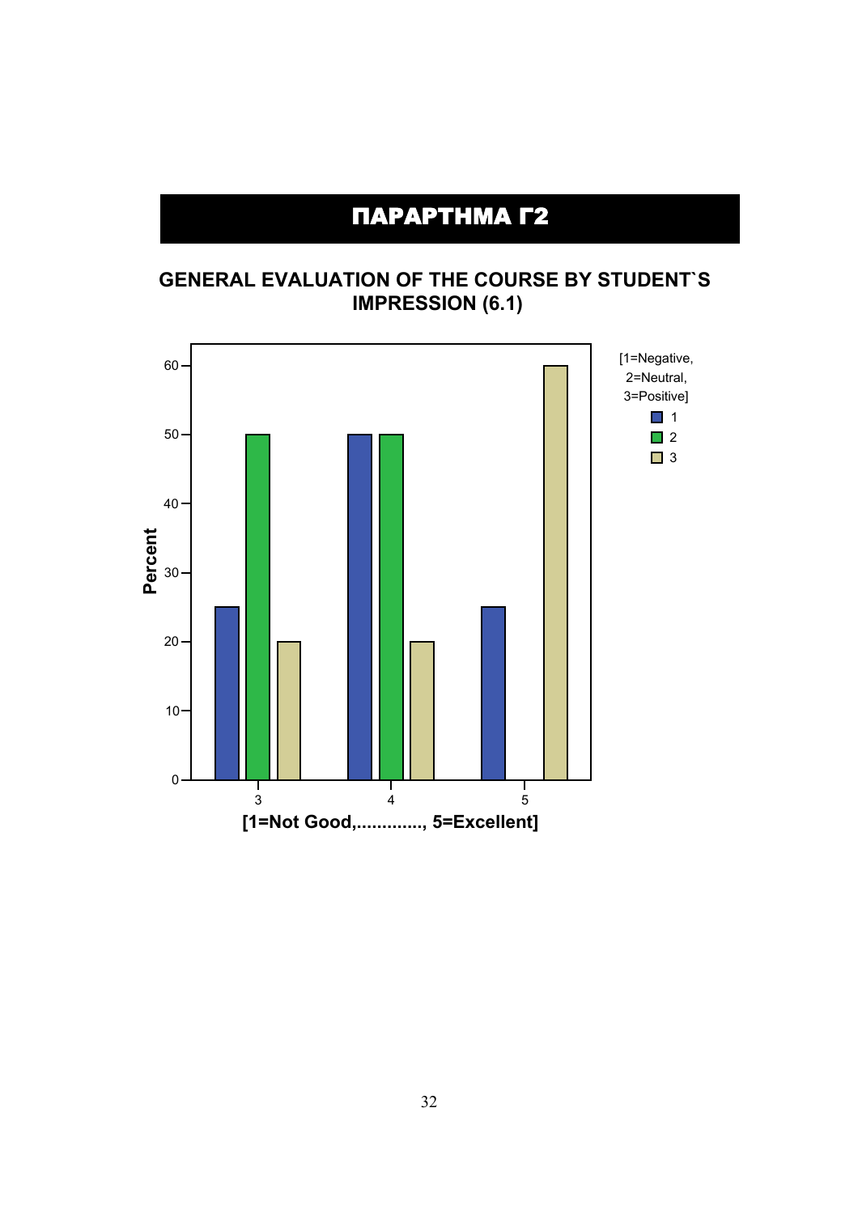# ΠΑΡΑΡΤΗΜΑ Γ2

## GENERAL EVALUATION OF THE COURSE BY STUDENT`S IMPRESSION (6.1)

[1=Negative, 2=Neutral, 3=Positive]

| [1=Not Good,............., 5=Excellent] | 1 (Percent) | 2 (Percent) | 3 (Percent) |
| --- | --- | --- | --- |
| 3 | 25 | 50 | 20 |
| 4 | 50 | 50 | 20 |
| 5 | 25 | | 60 |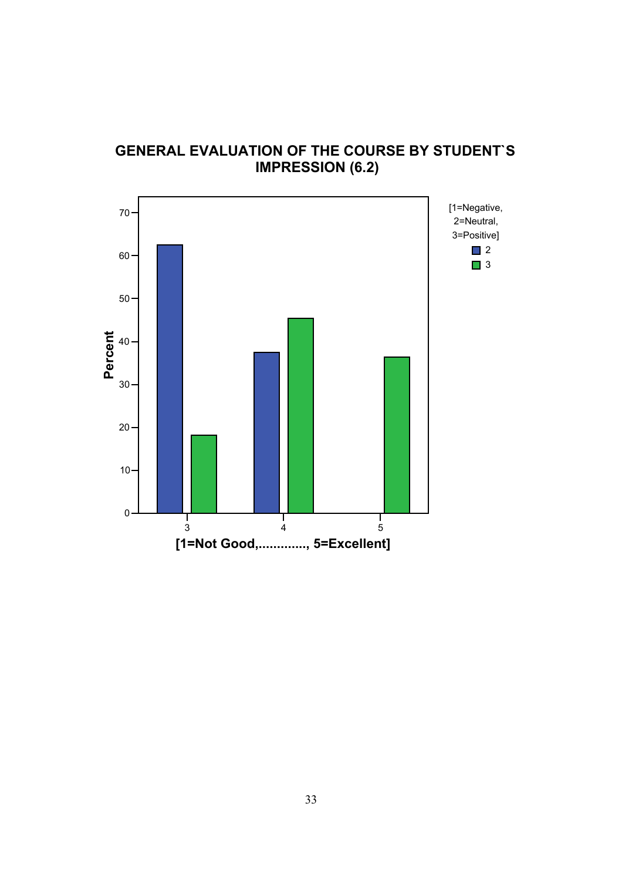**GENERAL EVALUATION OF THE COURSE BY STUDENT`S IMPRESSION (6.2)**

Percent

70
60
50
40
30
20
10
0

3 4 5

[1=Not Good,............., 5=Excellent]

[1=Negative, 2=Neutral, 3=Positive]

2
3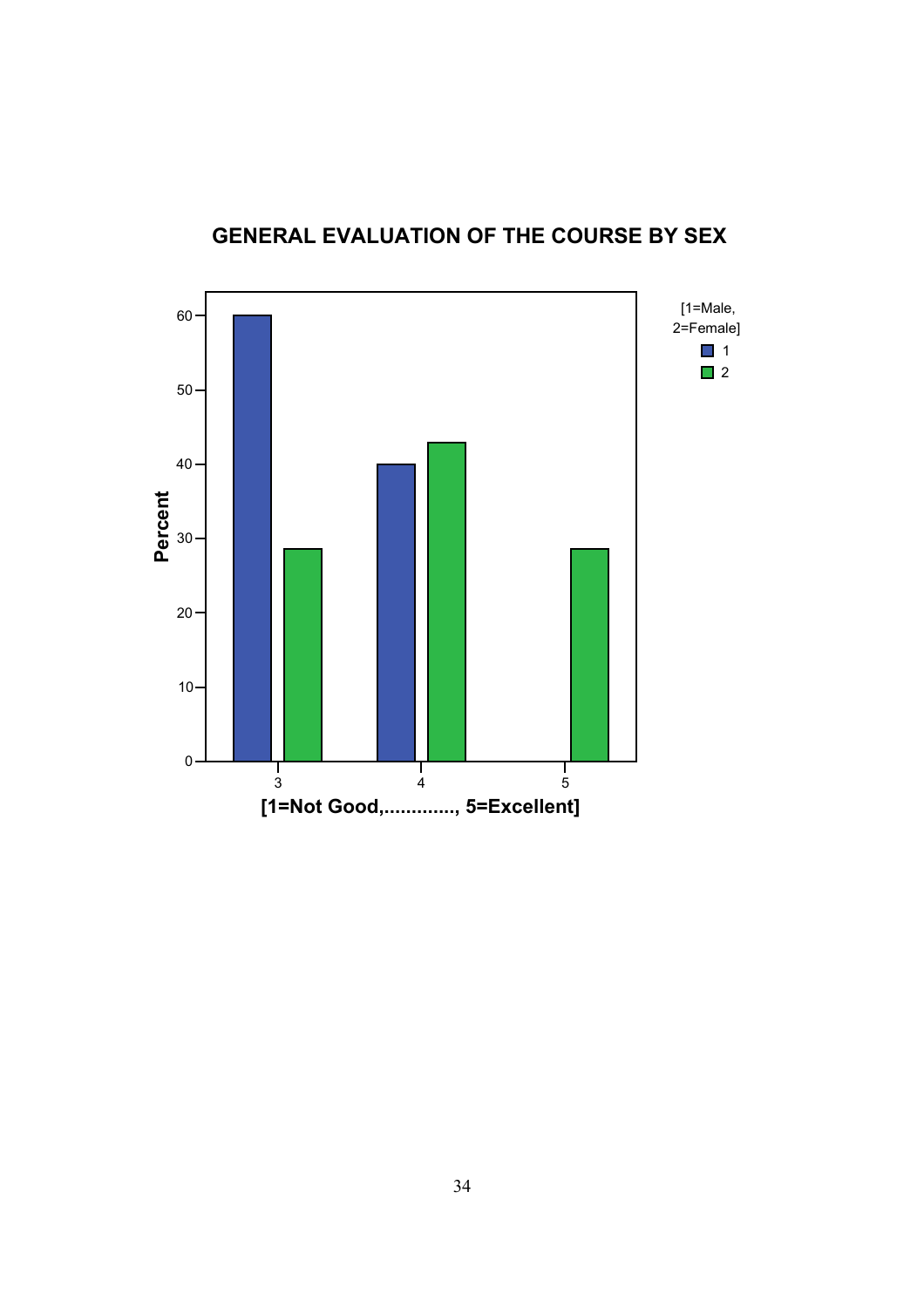## GENERAL EVALUATION OF THE COURSE BY SEX

Percent

[1=Male, 2=Female]

1

2

[1=Not Good,............., 5=Excellent]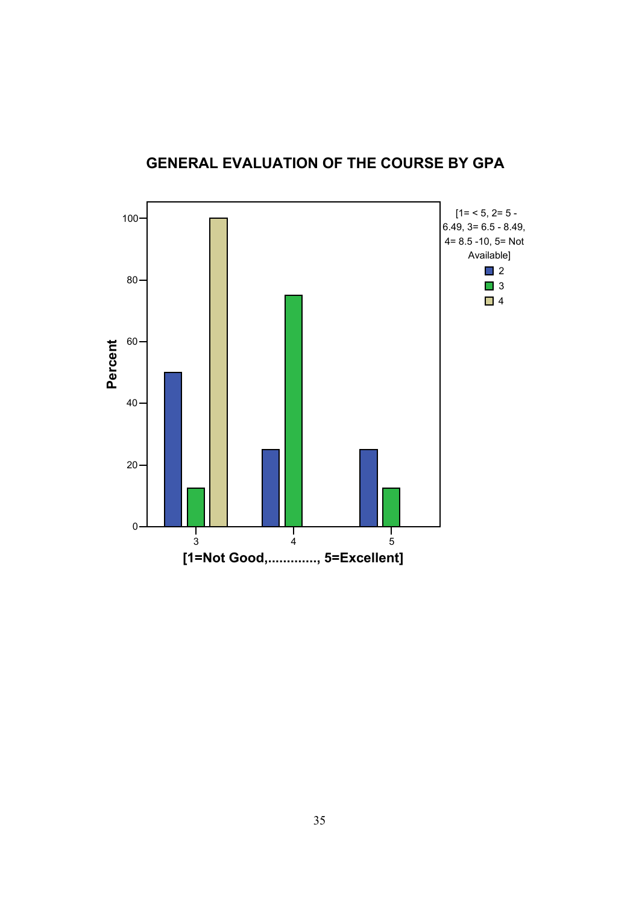## GENERAL EVALUATION OF THE COURSE BY GPA

| [1=Not Good,............., 5=Excellent] | 2 | 3 | 4 |
|---|---|---|---|
| 3 | 50 | 12.5 | 100 |
| 4 | 25 | 75 | |
| 5 | 25 | 12.5 | |

Percent

[1= < 5, 2= 5 - 6.49, 3= 6.5 - 8.49, 4= 8.5 -10, 5= Not Available]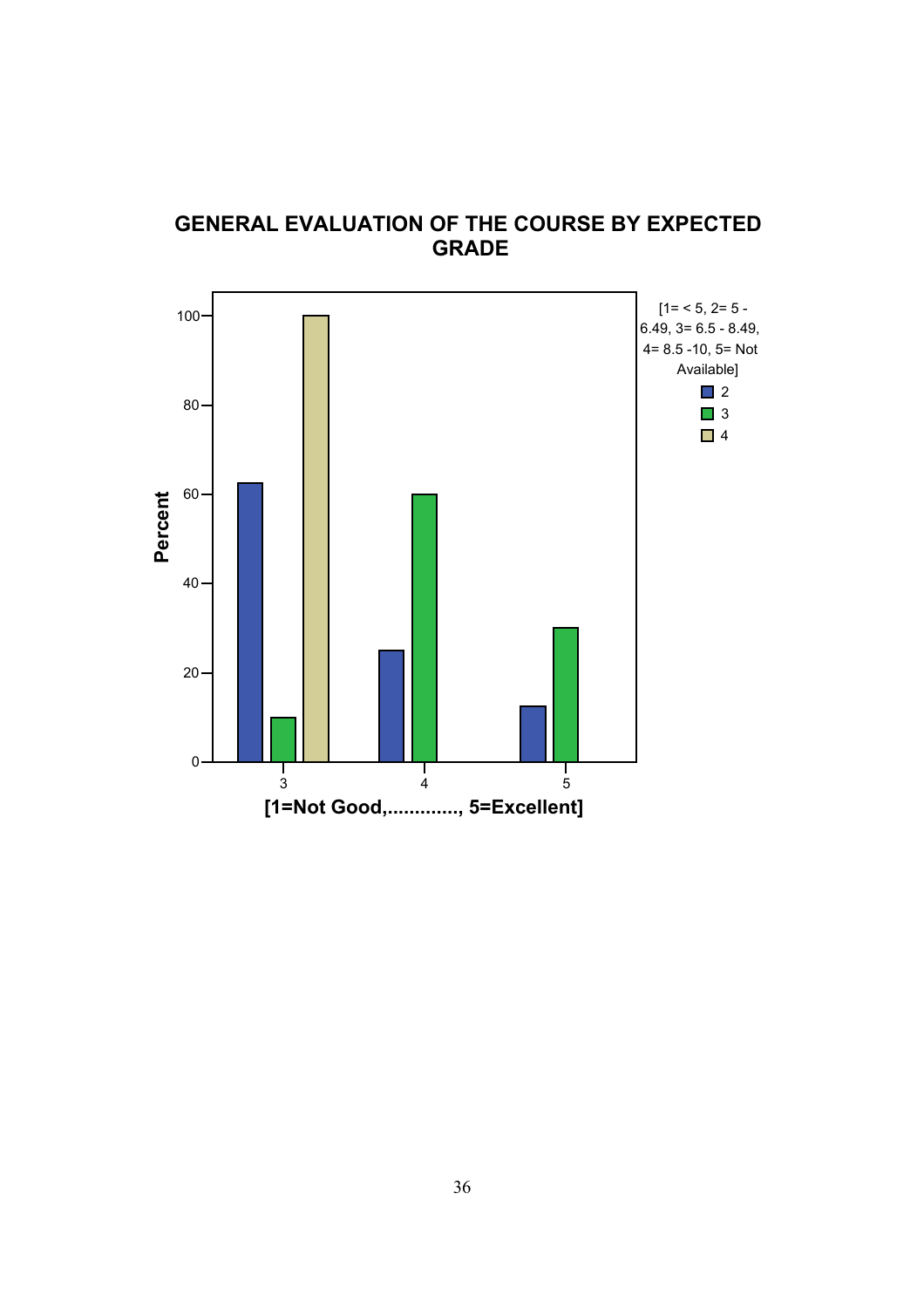**GENERAL EVALUATION OF THE COURSE BY EXPECTED GRADE**

[1= < 5, 2= 5 - 6.49, 3= 6.5 - 8.49, 4= 8.5 -10, 5= Not Available]

Percent

[1=Not Good,............., 5=Excellent]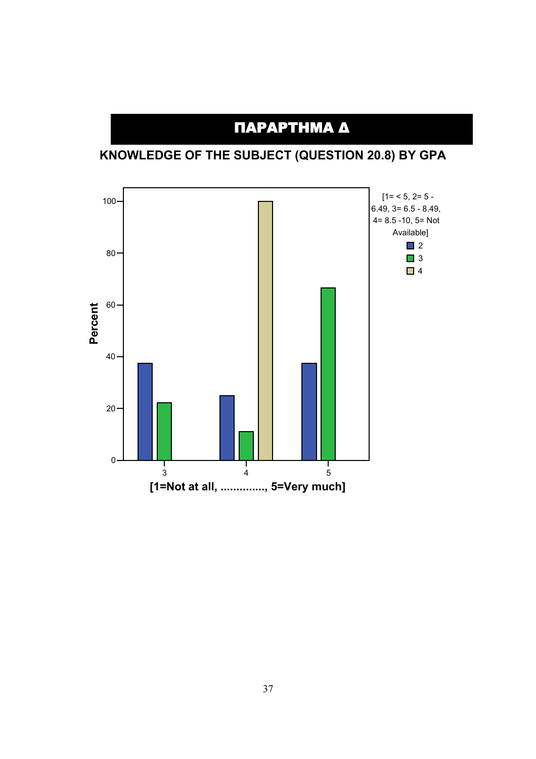# ΠΑΡΑΡΤΗΜΑ Δ

## KNOWLEDGE OF THE SUBJECT (QUESTION 20.8) BY GPA

Percent

[1= < 5, 2= 5 - 6.49, 3= 6.5 - 8.49, 4= 8.5 -10, 5= Not Available]

- 2
- 3
- 4

[1=Not at all, .............., 5=Very much]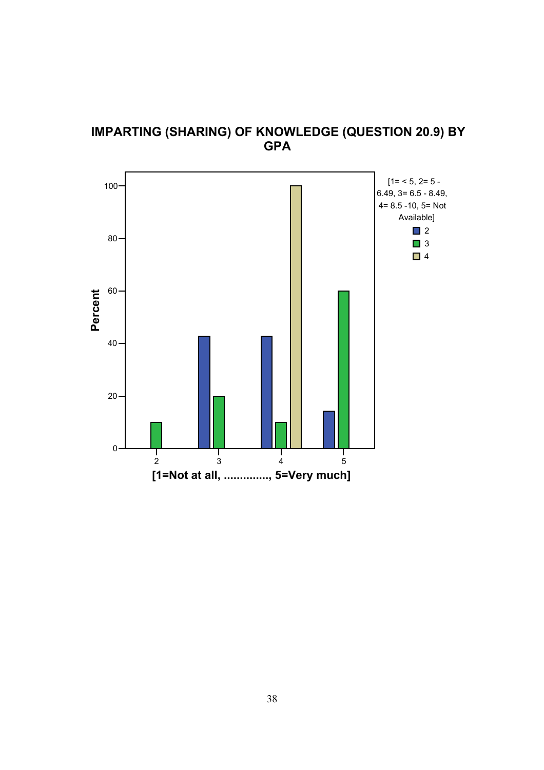**IMPARTING (SHARING) OF KNOWLEDGE (QUESTION 20.9) BY GPA**

Percent

[1=Not at all, .............., 5=Very much]

[1= < 5, 2= 5 - 6.49, 3= 6.5 - 8.49, 4= 8.5 -10, 5= Not Available]

- 2
- 3
- 4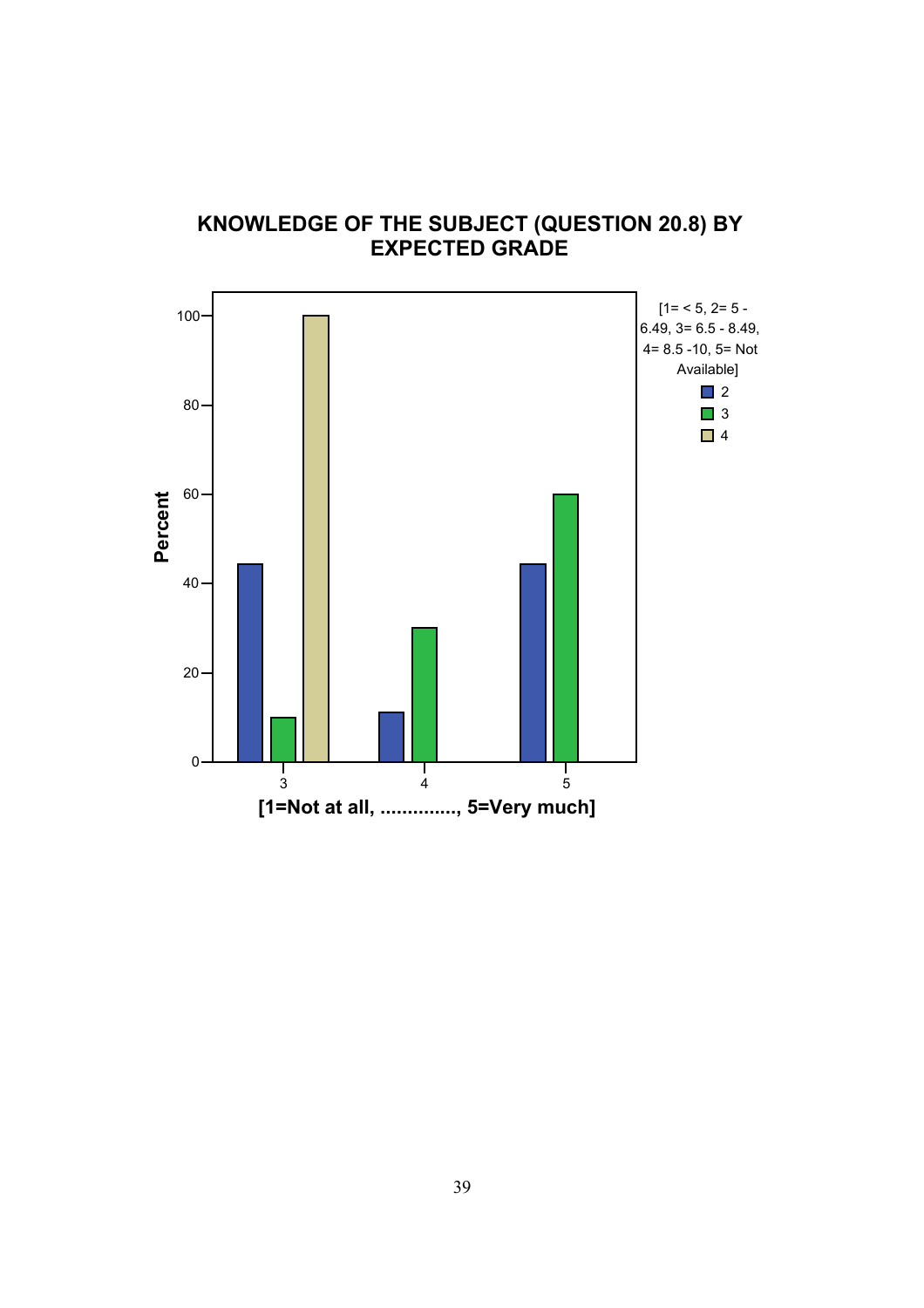**KNOWLEDGE OF THE SUBJECT (QUESTION 20.8) BY EXPECTED GRADE**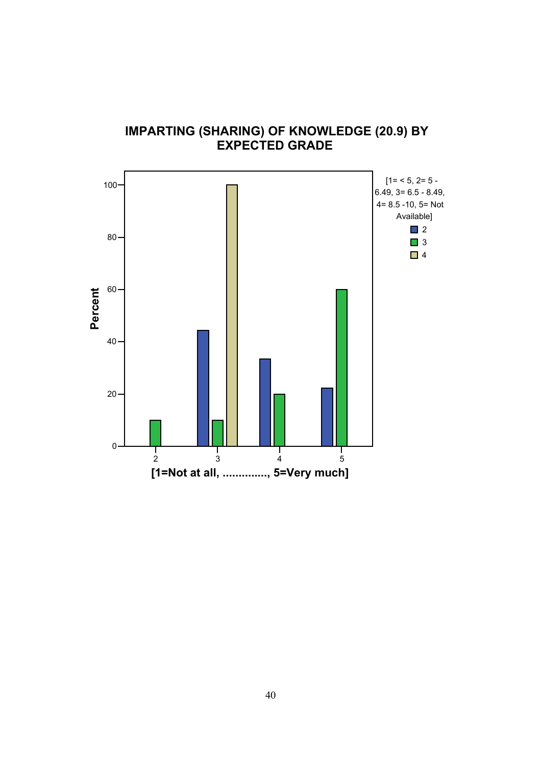**IMPARTING (SHARING) OF KNOWLEDGE (20.9) BY EXPECTED GRADE**

| [1=Not at all, .............., 5=Very much] | 2 | 3 | 4 |
|---|---|---|---|
| 2 | | 10 | |
| 3 | 44 | 10 | 100 |
| 4 | 33 | 20 | |
| 5 | 22 | 60 | |

Percent

[1= < 5, 2= 5 - 6.49, 3= 6.5 - 8.49, 4= 8.5 -10, 5= Not Available]

[1=Not at all, .............., 5=Very much]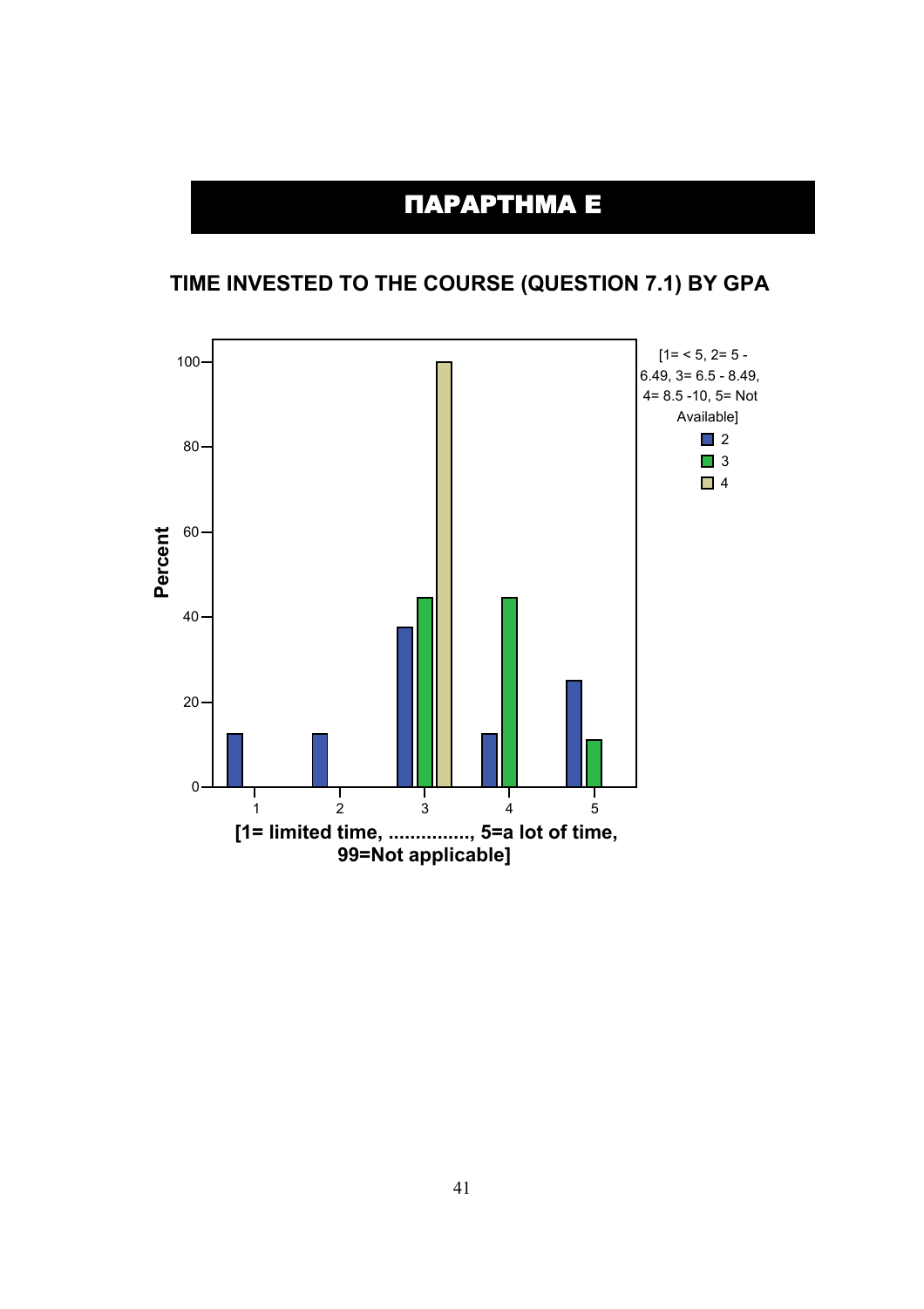# ΠΑΡΑΡΤΗΜΑ Ε

## TIME INVESTED TO THE COURSE (QUESTION 7.1) BY GPA

[1= < 5, 2= 5 - 6.49, 3= 6.5 - 8.49, 4= 8.5 -10, 5= Not Available]

- 2
- 3
- 4

Percent

[1= limited time, ..............., 5=a lot of time, 99=Not applicable]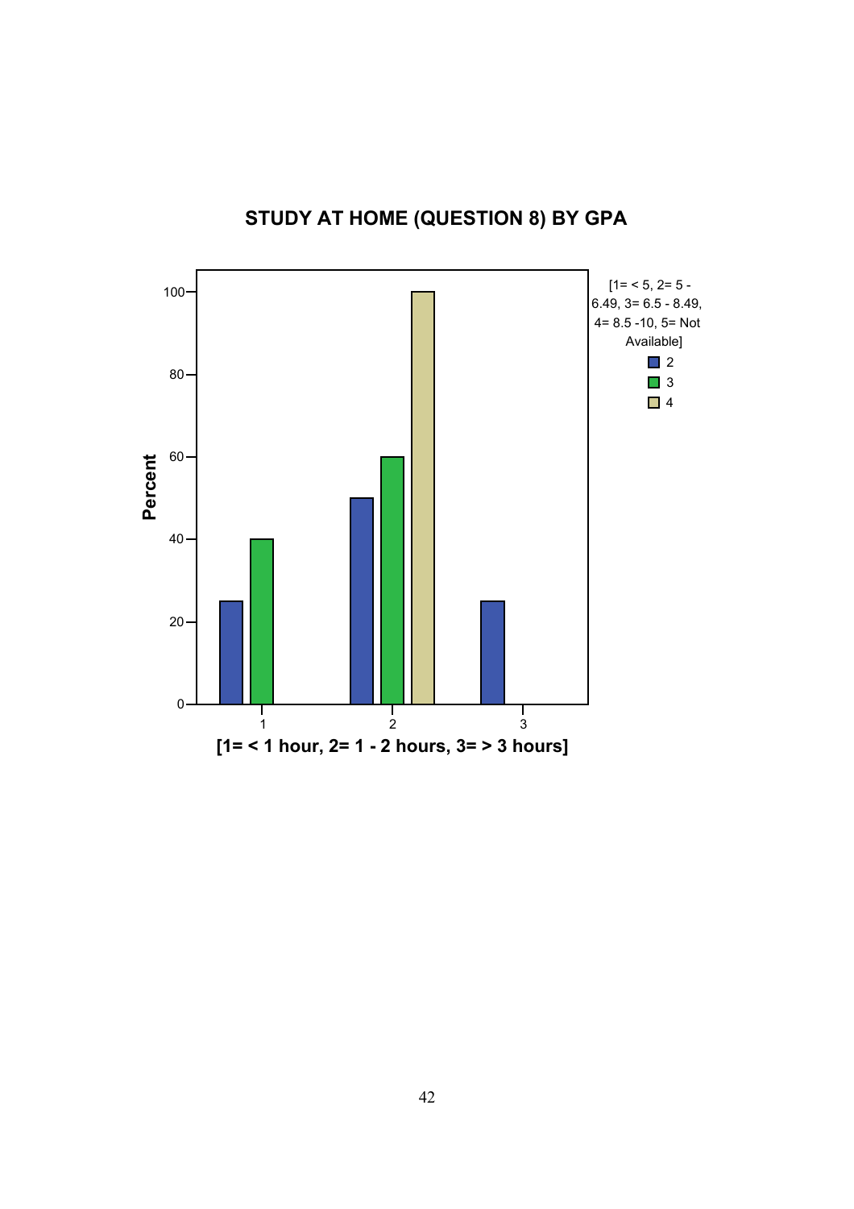## STUDY AT HOME (QUESTION 8) BY GPA

Percent

[1= < 5, 2= 5 - 6.49, 3= 6.5 - 8.49, 4= 8.5 -10, 5= Not Available]

| [1= < 1 hour, 2= 1 - 2 hours, 3= > 3 hours] | 2 | 3 | 4 |
|---|---|---|---|
| 1 | 25 | 40 | |
| 2 | 50 | 60 | 100 |
| 3 | 25 | | |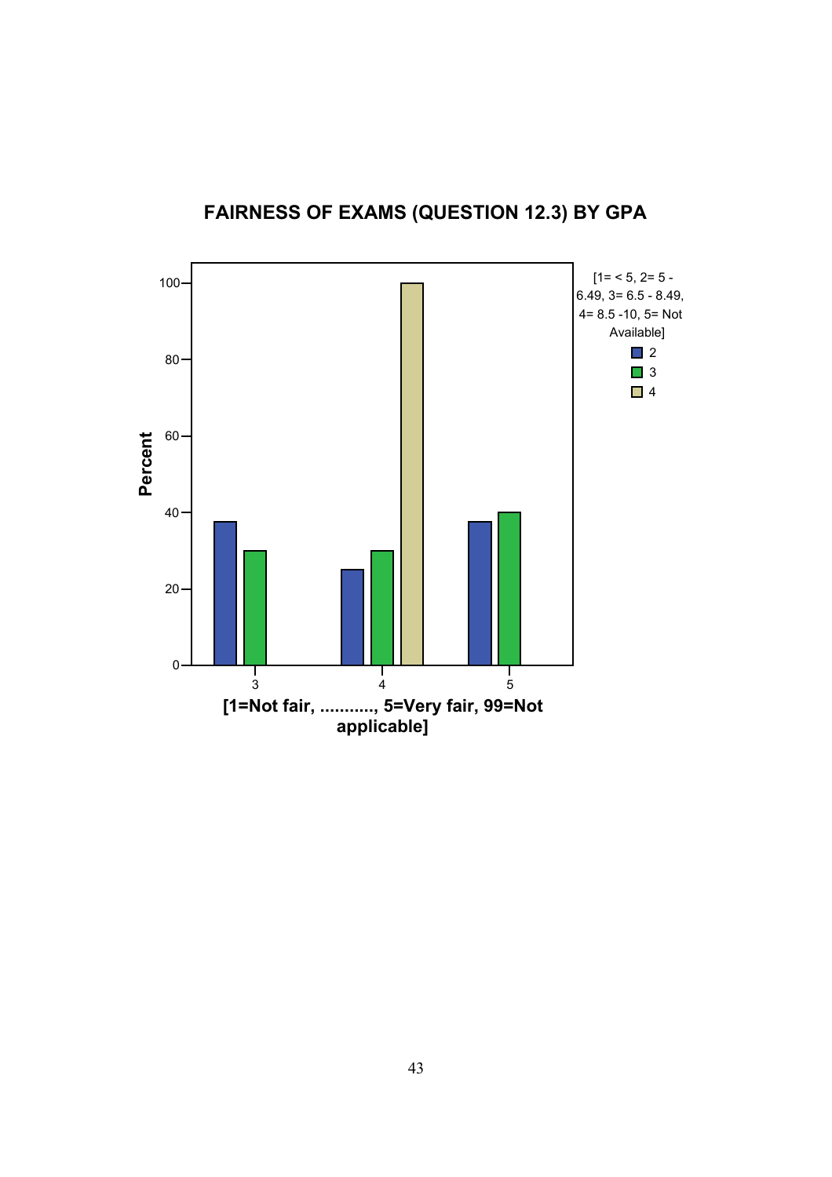## FAIRNESS OF EXAMS (QUESTION 12.3) BY GPA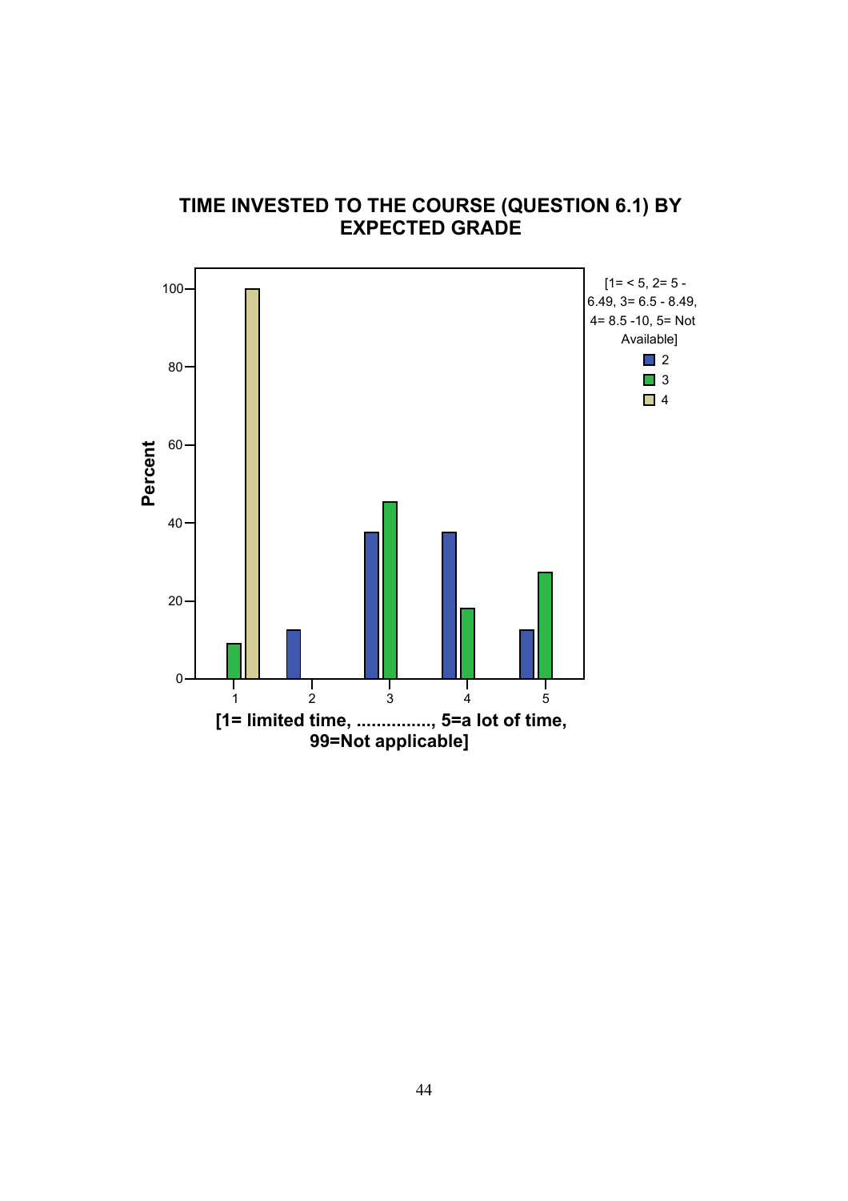## TIME INVESTED TO THE COURSE (QUESTION 6.1) BY EXPECTED GRADE

Percent

[1= < 5, 2= 5 - 6.49, 3= 6.5 - 8.49, 4= 8.5 -10, 5= Not Available]

- 2
- 3
- 4

[1= limited time, ..............., 5=a lot of time, 99=Not applicable]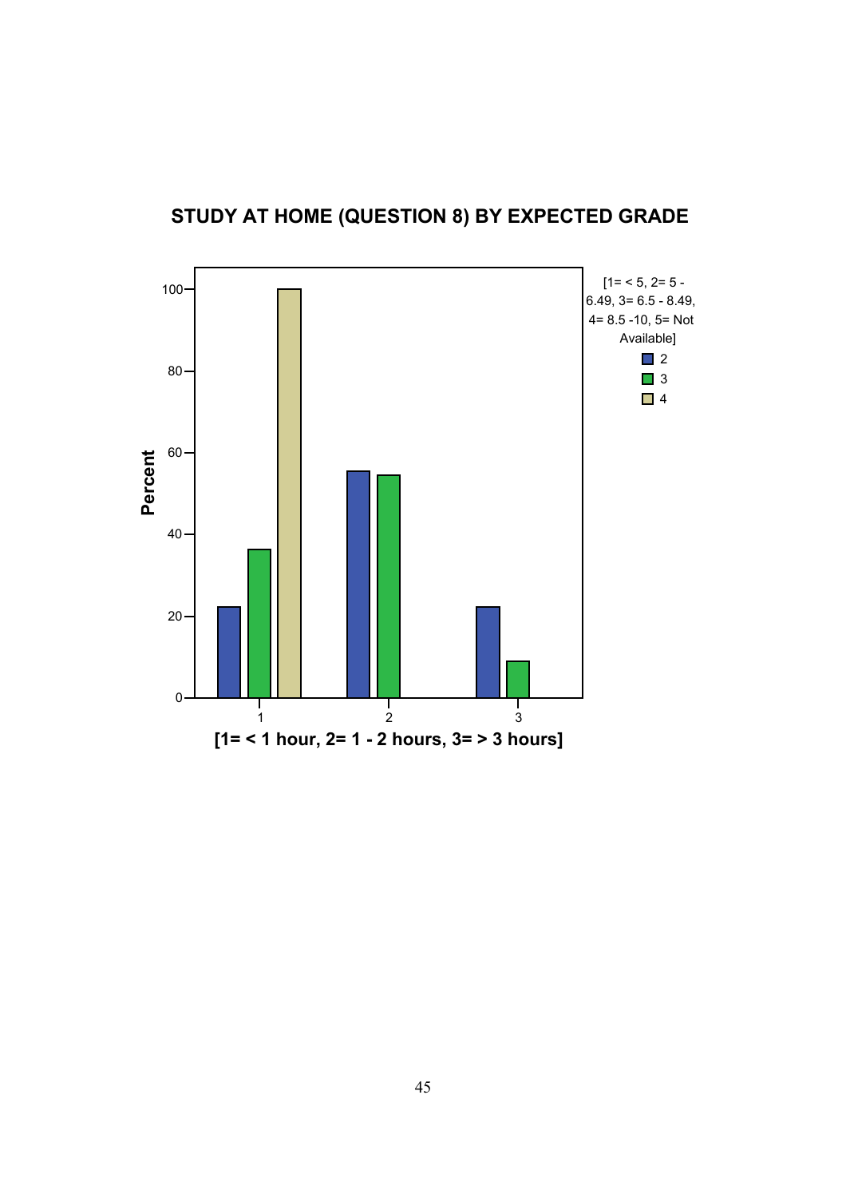## STUDY AT HOME (QUESTION 8) BY EXPECTED GRADE

Percent

[1= < 5, 2= 5 - 6.49, 3= 6.5 - 8.49, 4= 8.5 -10, 5= Not Available]

- 2
- 3
- 4

[1= < 1 hour, 2= 1 - 2 hours, 3= > 3 hours]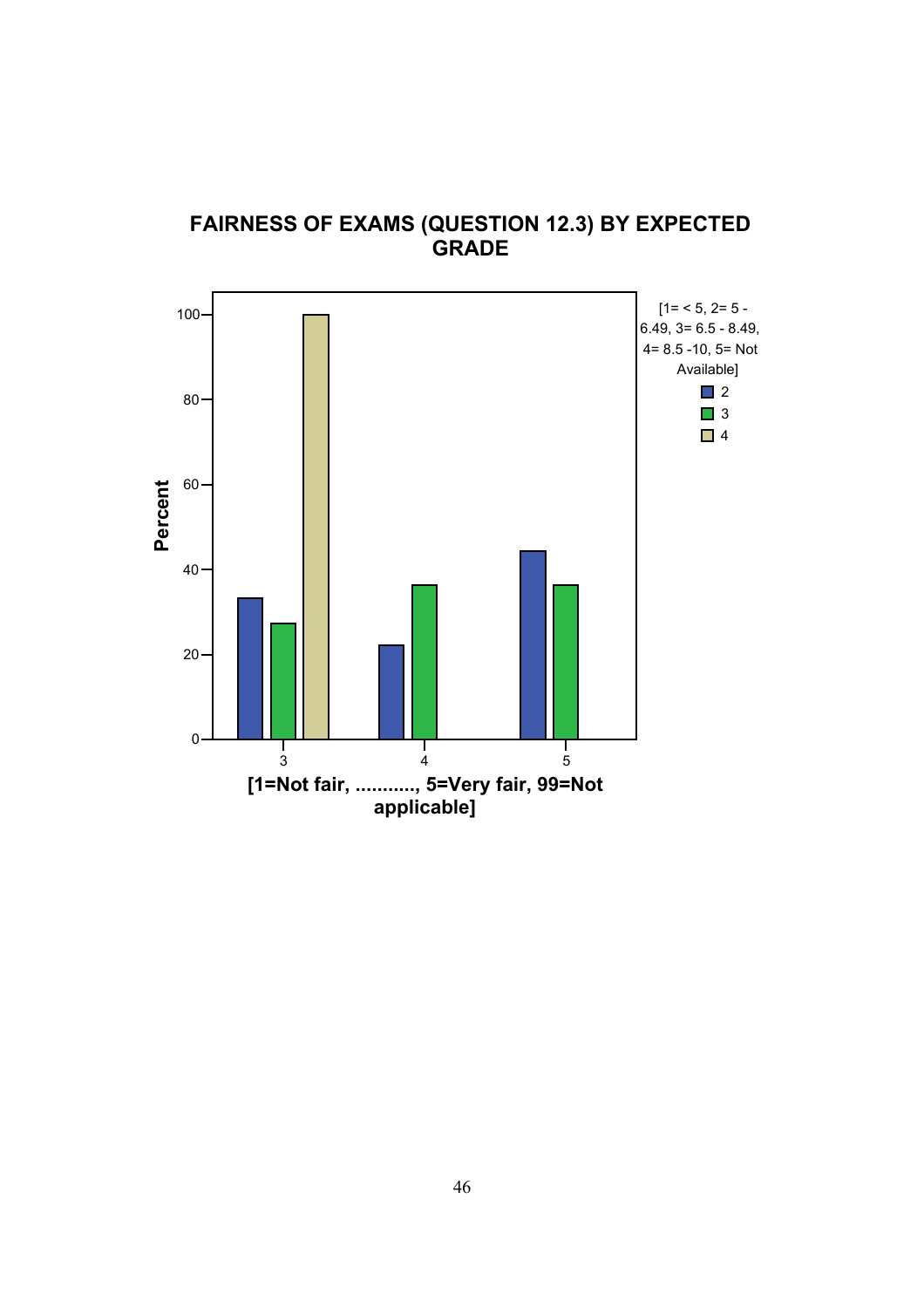**FAIRNESS OF EXAMS (QUESTION 12.3) BY EXPECTED GRADE**

[1= < 5, 2= 5 - 6.49, 3= 6.5 - 8.49, 4= 8.5 -10, 5= Not Available]

- 2
- 3
- 4

Percent

[1=Not fair, ..........., 5=Very fair, 99=Not applicable]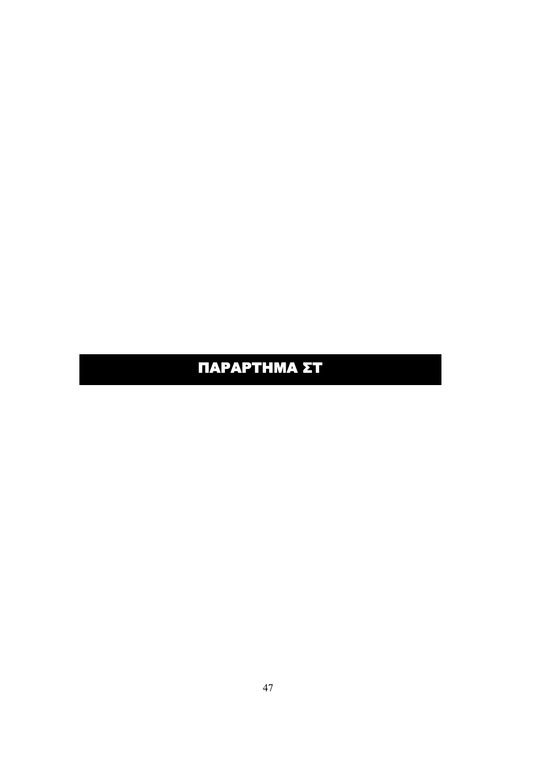# ΠΑΡΑΡΤΗΜΑ ΣΤ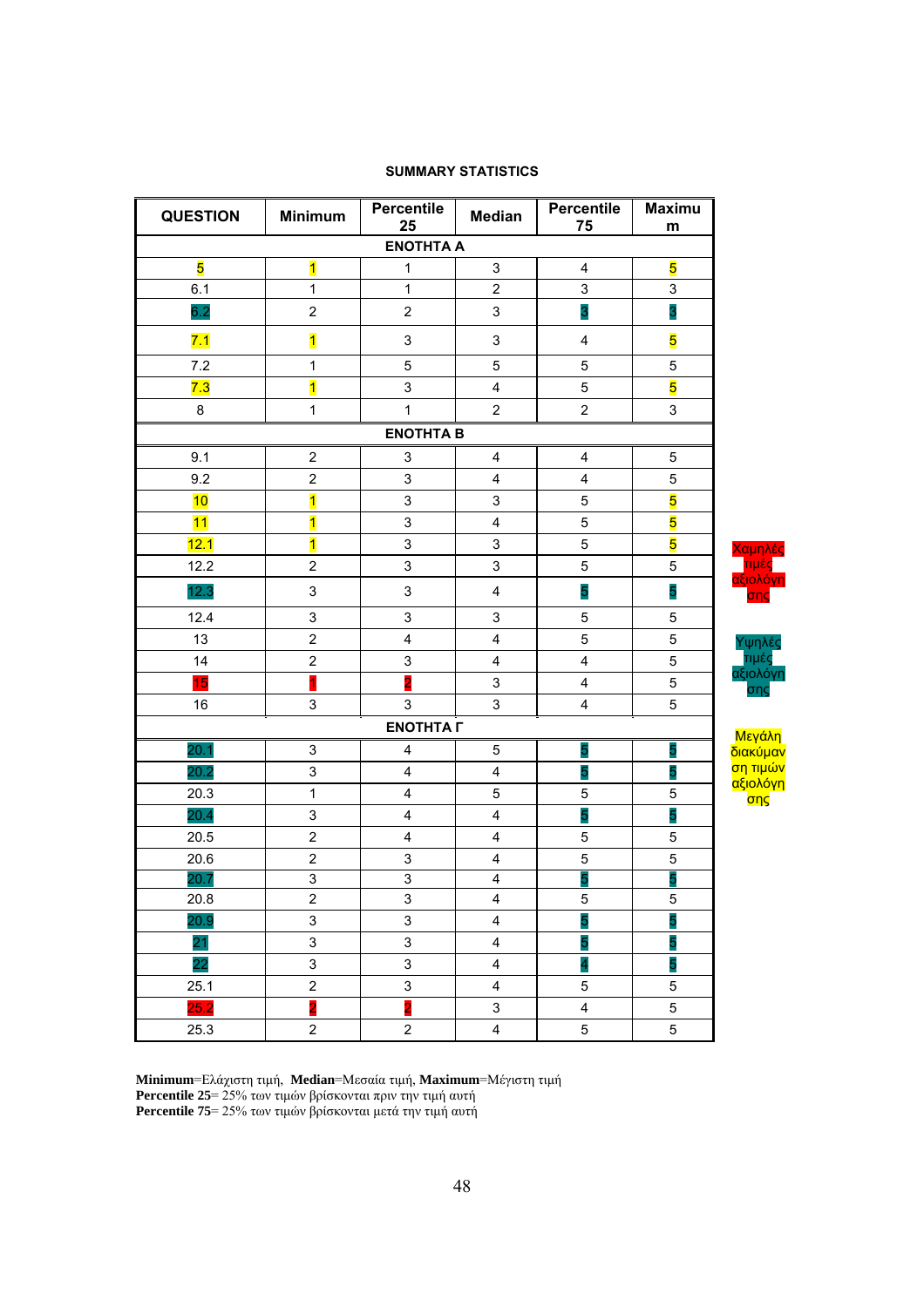**SUMMARY STATISTICS**

| QUESTION | Minimum | Percentile 25 | Median | Percentile 75 | Maximum |
|---|---|---|---|---|---|
| | | ΕΝΟΤΗΤΑ Α | | | |
| 5 | 1 | 1 | 3 | 4 | 5 |
| 6.1 | 1 | 1 | 2 | 3 | 3 |
| 6.2 | 2 | 2 | 3 | 3 | 3 |
| 7.1 | 1 | 3 | 3 | 4 | 5 |
| 7.2 | 1 | 5 | 5 | 5 | 5 |
| 7.3 | 1 | 3 | 4 | 5 | 5 |
| 8 | 1 | 1 | 2 | 2 | 3 |
| | | ΕΝΟΤΗΤΑ Β | | | |
| 9.1 | 2 | 3 | 4 | 4 | 5 |
| 9.2 | 2 | 3 | 4 | 4 | 5 |
| 10 | 1 | 3 | 3 | 5 | 5 |
| 11 | 1 | 3 | 4 | 5 | 5 |
| 12.1 | 1 | 3 | 3 | 5 | 5 |
| 12.2 | 2 | 3 | 3 | 5 | 5 |
| 12.3 | 3 | 3 | 4 | 5 | 5 |
| 12.4 | 3 | 3 | 3 | 5 | 5 |
| 13 | 2 | 4 | 4 | 5 | 5 |
| 14 | 2 | 3 | 4 | 4 | 5 |
| 15 | 1 | 2 | 3 | 4 | 5 |
| 16 | 3 | 3 | 3 | 4 | 5 |
| | | ΕΝΟΤΗΤΑ Γ | | | |
| 20.1 | 3 | 4 | 5 | 5 | 5 |
| 20.2 | 3 | 4 | 4 | 5 | 5 |
| 20.3 | 1 | 4 | 5 | 5 | 5 |
| 20.4 | 3 | 4 | 4 | 5 | 5 |
| 20.5 | 2 | 4 | 4 | 5 | 5 |
| 20.6 | 2 | 3 | 4 | 5 | 5 |
| 20.7 | 3 | 3 | 4 | 5 | 5 |
| 20.8 | 2 | 3 | 4 | 5 | 5 |
| 20.9 | 3 | 3 | 4 | 5 | 5 |
| 21 | 3 | 3 | 4 | 5 | 5 |
| 22 | 3 | 3 | 4 | 4 | 5 |
| 25.1 | 2 | 3 | 4 | 5 | 5 |
| 25.2 | 2 | 2 | 3 | 4 | 5 |
| 25.3 | 2 | 2 | 4 | 5 | 5 |

Χαμηλές τιμές αξιολόγησης

Υψηλές τιμές αξιολόγησης

Μεγάλη διακύμανση τιμών αξιολόγησης

**Minimum**=Ελάχιστη τιμή, **Median**=Μεσαία τιμή, **Maximum**=Μέγιστη τιμή
**Percentile 25**= 25% των τιμών βρίσκονται πριν την τιμή αυτή
**Percentile 75**= 25% των τιμών βρίσκονται μετά την τιμή αυτή